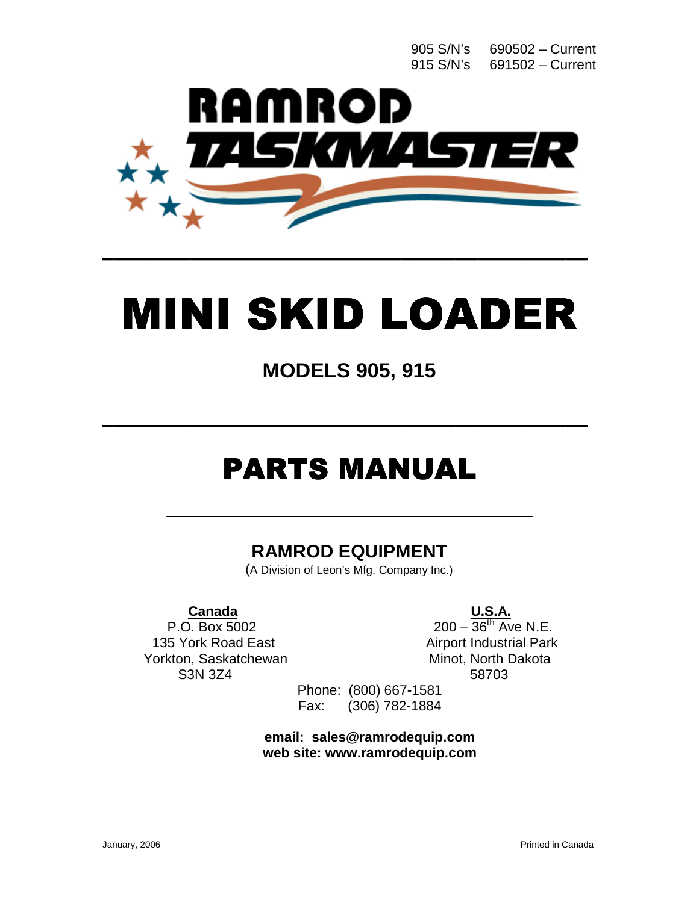905 S/N's 690502 – Current
915 S/N's 691502 – Current

RAMROD
TASKMASTER

# MINI SKID LOADER

## MODELS 905, 915

# PARTS MANUAL

## RAMROD EQUIPMENT

(A Division of Leon's Mfg. Company Inc.)

**Canada**
P.O. Box 5002
135 York Road East
Yorkton, Saskatchewan
S3N 3Z4

**U.S.A.**
200 – 36th Ave N.E.
Airport Industrial Park
Minot, North Dakota
58703

Phone: (800) 667-1581
Fax: (306) 782-1884

**email: sales@ramrodequip.com**
**web site: www.ramrodequip.com**

January, 2006

Printed in Canada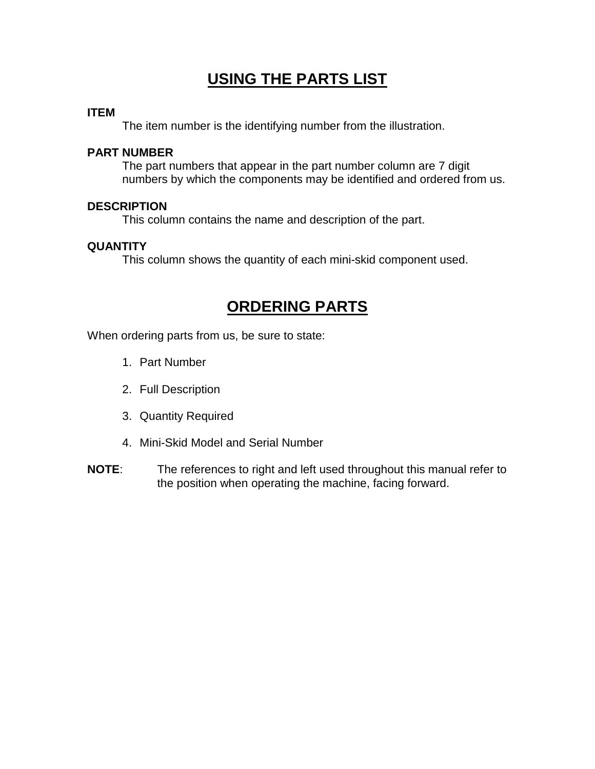## USING THE PARTS LIST

**ITEM**

The item number is the identifying number from the illustration.

**PART NUMBER**

The part numbers that appear in the part number column are 7 digit numbers by which the components may be identified and ordered from us.

**DESCRIPTION**

This column contains the name and description of the part.

**QUANTITY**

This column shows the quantity of each mini-skid component used.

## ORDERING PARTS

When ordering parts from us, be sure to state:

1. Part Number
2. Full Description
3. Quantity Required
4. Mini-Skid Model and Serial Number

**NOTE**: The references to right and left used throughout this manual refer to the position when operating the machine, facing forward.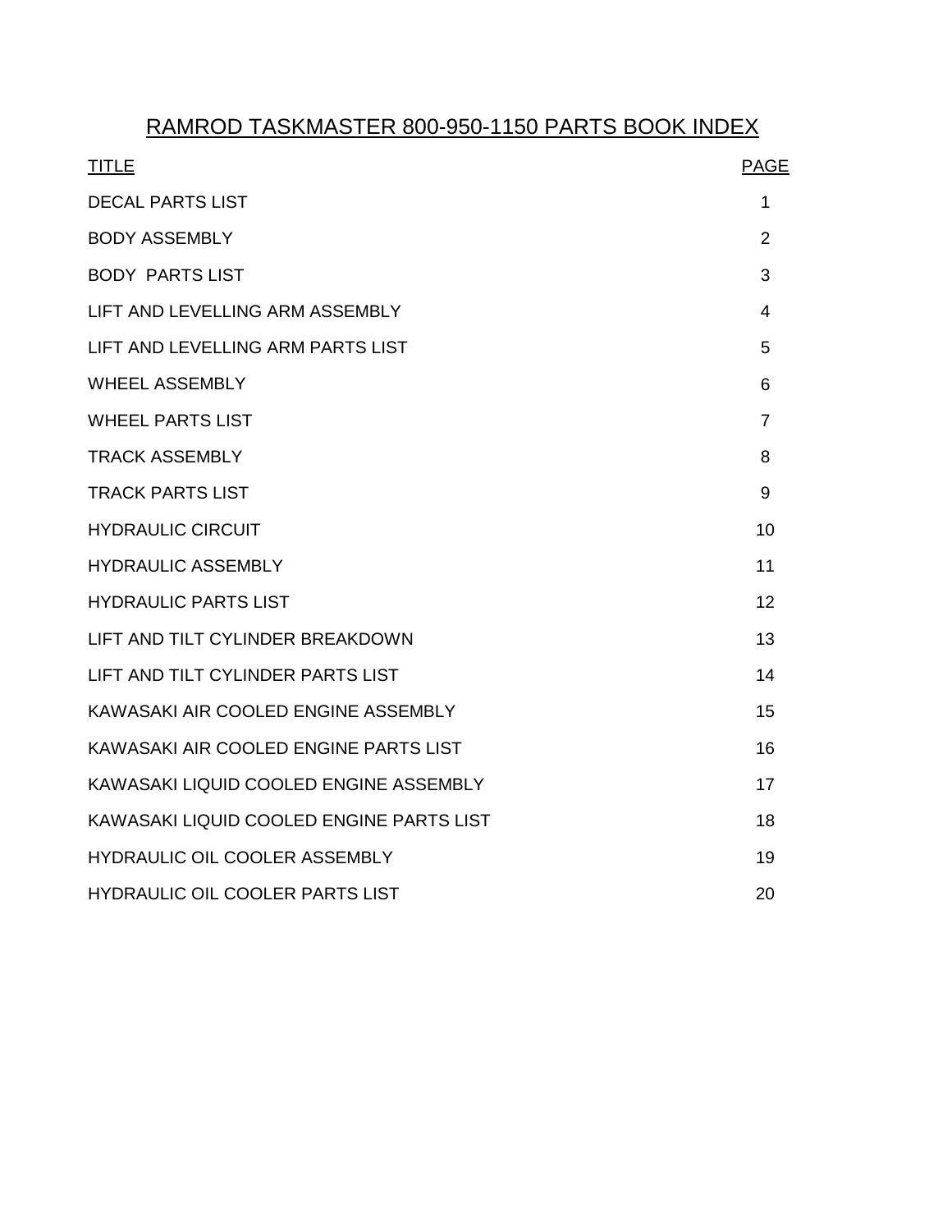# RAMROD TASKMASTER 800-950-1150 PARTS BOOK INDEX

| TITLE | PAGE |
| --- | --- |
| DECAL PARTS LIST | 1 |
| BODY ASSEMBLY | 2 |
| BODY PARTS LIST | 3 |
| LIFT AND LEVELLING ARM ASSEMBLY | 4 |
| LIFT AND LEVELLING ARM PARTS LIST | 5 |
| WHEEL ASSEMBLY | 6 |
| WHEEL PARTS LIST | 7 |
| TRACK ASSEMBLY | 8 |
| TRACK PARTS LIST | 9 |
| HYDRAULIC CIRCUIT | 10 |
| HYDRAULIC ASSEMBLY | 11 |
| HYDRAULIC PARTS LIST | 12 |
| LIFT AND TILT CYLINDER BREAKDOWN | 13 |
| LIFT AND TILT CYLINDER PARTS LIST | 14 |
| KAWASAKI AIR COOLED ENGINE ASSEMBLY | 15 |
| KAWASAKI AIR COOLED ENGINE PARTS LIST | 16 |
| KAWASAKI LIQUID COOLED ENGINE ASSEMBLY | 17 |
| KAWASAKI LIQUID COOLED ENGINE PARTS LIST | 18 |
| HYDRAULIC OIL COOLER ASSEMBLY | 19 |
| HYDRAULIC OIL COOLER PARTS LIST | 20 |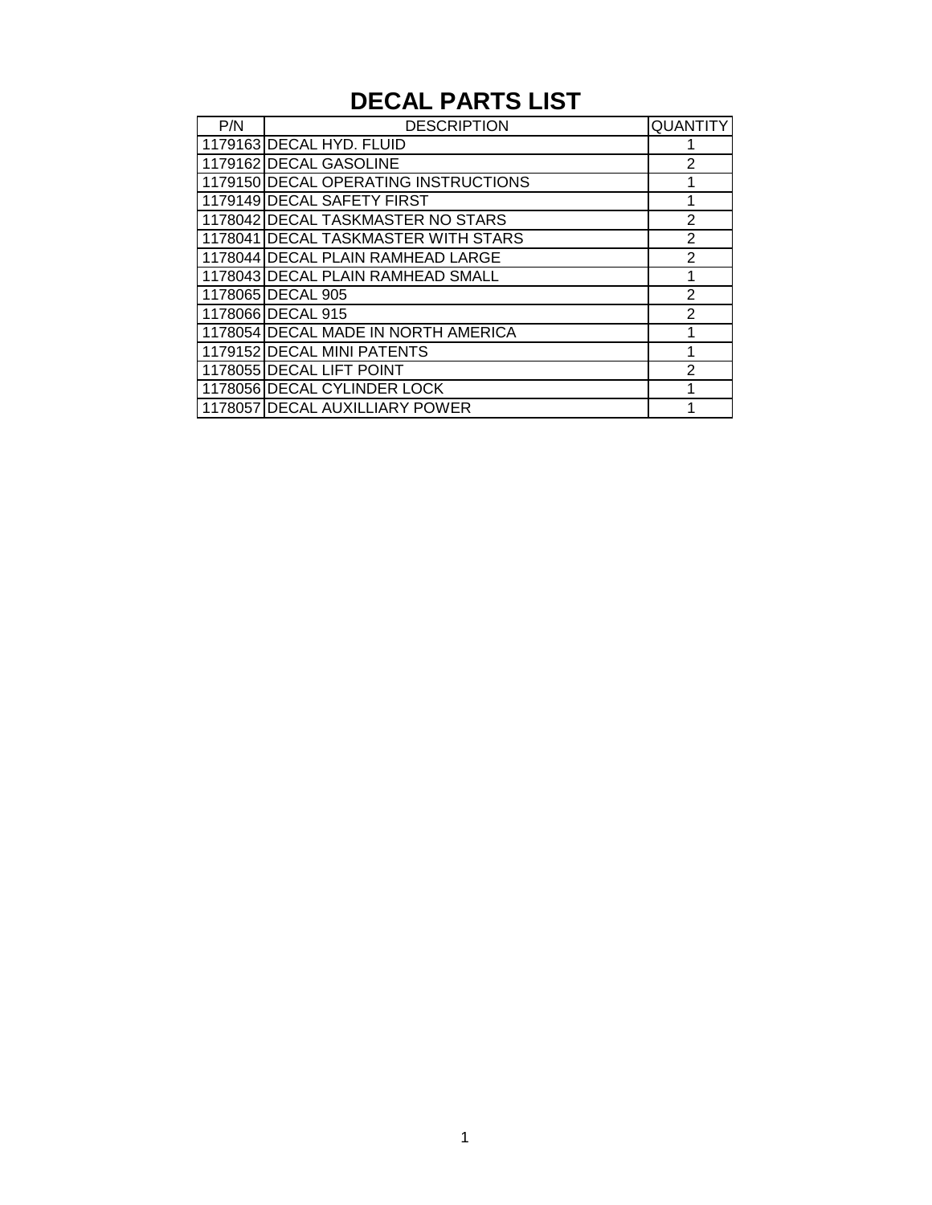# DECAL PARTS LIST

| P/N | DESCRIPTION | QUANTITY |
|---|---|---|
| 1179163 | DECAL HYD. FLUID | 1 |
| 1179162 | DECAL GASOLINE | 2 |
| 1179150 | DECAL OPERATING INSTRUCTIONS | 1 |
| 1179149 | DECAL SAFETY FIRST | 1 |
| 1178042 | DECAL TASKMASTER NO STARS | 2 |
| 1178041 | DECAL TASKMASTER WITH STARS | 2 |
| 1178044 | DECAL PLAIN RAMHEAD LARGE | 2 |
| 1178043 | DECAL PLAIN RAMHEAD SMALL | 1 |
| 1178065 | DECAL 905 | 2 |
| 1178066 | DECAL 915 | 2 |
| 1178054 | DECAL MADE IN NORTH AMERICA | 1 |
| 1179152 | DECAL MINI PATENTS | 1 |
| 1178055 | DECAL LIFT POINT | 2 |
| 1178056 | DECAL CYLINDER LOCK | 1 |
| 1178057 | DECAL AUXILLIARY POWER | 1 |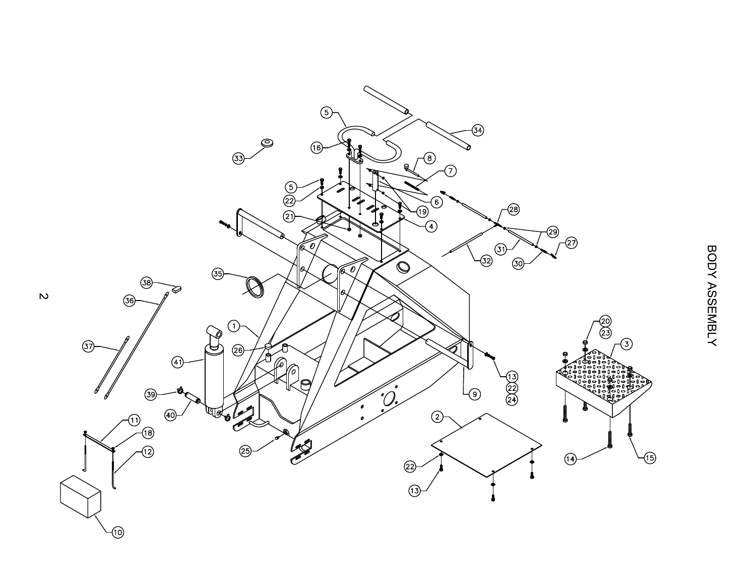# BODY ASSEMBLY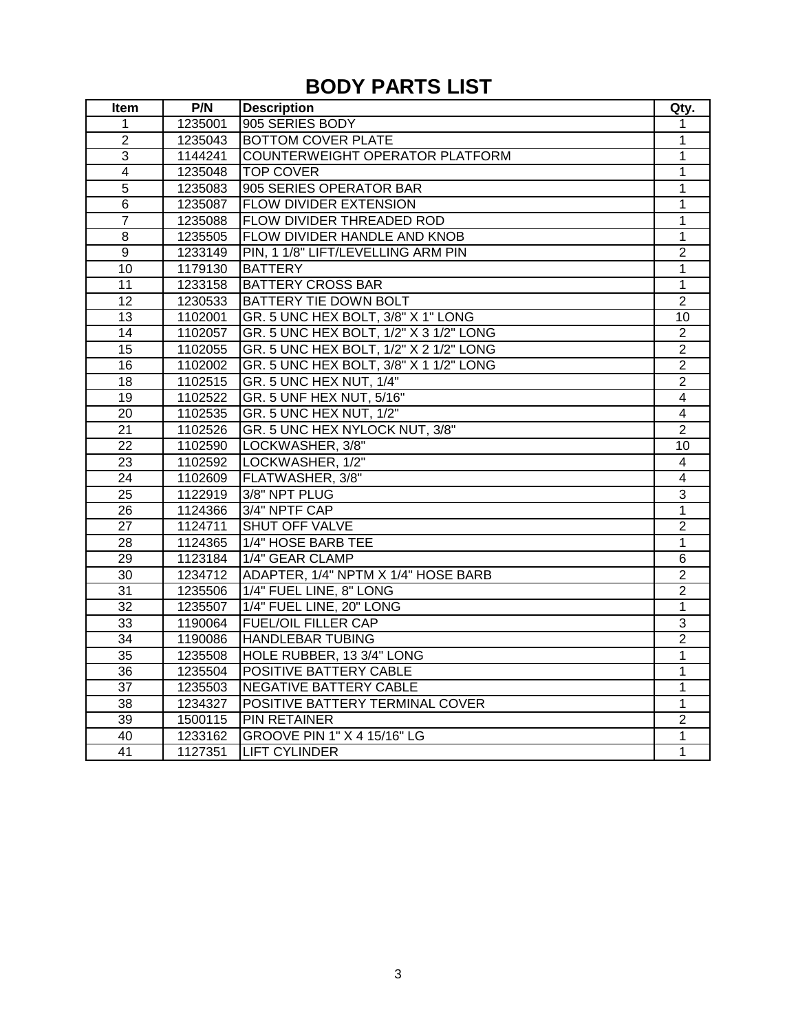# BODY PARTS LIST

| Item | P/N | Description | Qty. |
|---|---|---|---|
| 1 | 1235001 | 905 SERIES BODY | 1 |
| 2 | 1235043 | BOTTOM COVER PLATE | 1 |
| 3 | 1144241 | COUNTERWEIGHT OPERATOR PLATFORM | 1 |
| 4 | 1235048 | TOP COVER | 1 |
| 5 | 1235083 | 905 SERIES OPERATOR BAR | 1 |
| 6 | 1235087 | FLOW DIVIDER EXTENSION | 1 |
| 7 | 1235088 | FLOW DIVIDER THREADED ROD | 1 |
| 8 | 1235505 | FLOW DIVIDER HANDLE AND KNOB | 1 |
| 9 | 1233149 | PIN, 1 1/8" LIFT/LEVELLING ARM PIN | 2 |
| 10 | 1179130 | BATTERY | 1 |
| 11 | 1233158 | BATTERY CROSS BAR | 1 |
| 12 | 1230533 | BATTERY TIE DOWN BOLT | 2 |
| 13 | 1102001 | GR. 5 UNC HEX BOLT, 3/8" X 1" LONG | 10 |
| 14 | 1102057 | GR. 5 UNC HEX BOLT, 1/2" X 3 1/2" LONG | 2 |
| 15 | 1102055 | GR. 5 UNC HEX BOLT, 1/2" X 2 1/2" LONG | 2 |
| 16 | 1102002 | GR. 5 UNC HEX BOLT, 3/8" X 1 1/2" LONG | 2 |
| 18 | 1102515 | GR. 5 UNC HEX NUT, 1/4" | 2 |
| 19 | 1102522 | GR. 5 UNF HEX NUT, 5/16" | 4 |
| 20 | 1102535 | GR. 5 UNC HEX NUT, 1/2" | 4 |
| 21 | 1102526 | GR. 5 UNC HEX NYLOCK NUT, 3/8" | 2 |
| 22 | 1102590 | LOCKWASHER, 3/8" | 10 |
| 23 | 1102592 | LOCKWASHER, 1/2" | 4 |
| 24 | 1102609 | FLATWASHER, 3/8" | 4 |
| 25 | 1122919 | 3/8" NPT PLUG | 3 |
| 26 | 1124366 | 3/4" NPTF CAP | 1 |
| 27 | 1124711 | SHUT OFF VALVE | 2 |
| 28 | 1124365 | 1/4" HOSE BARB TEE | 1 |
| 29 | 1123184 | 1/4" GEAR CLAMP | 6 |
| 30 | 1234712 | ADAPTER, 1/4" NPTM X 1/4" HOSE BARB | 2 |
| 31 | 1235506 | 1/4" FUEL LINE, 8" LONG | 2 |
| 32 | 1235507 | 1/4" FUEL LINE, 20" LONG | 1 |
| 33 | 1190064 | FUEL/OIL FILLER CAP | 3 |
| 34 | 1190086 | HANDLEBAR TUBING | 2 |
| 35 | 1235508 | HOLE RUBBER, 13 3/4" LONG | 1 |
| 36 | 1235504 | POSITIVE BATTERY CABLE | 1 |
| 37 | 1235503 | NEGATIVE BATTERY CABLE | 1 |
| 38 | 1234327 | POSITIVE BATTERY TERMINAL COVER | 1 |
| 39 | 1500115 | PIN RETAINER | 2 |
| 40 | 1233162 | GROOVE PIN 1" X 4 15/16" LG | 1 |
| 41 | 1127351 | LIFT CYLINDER | 1 |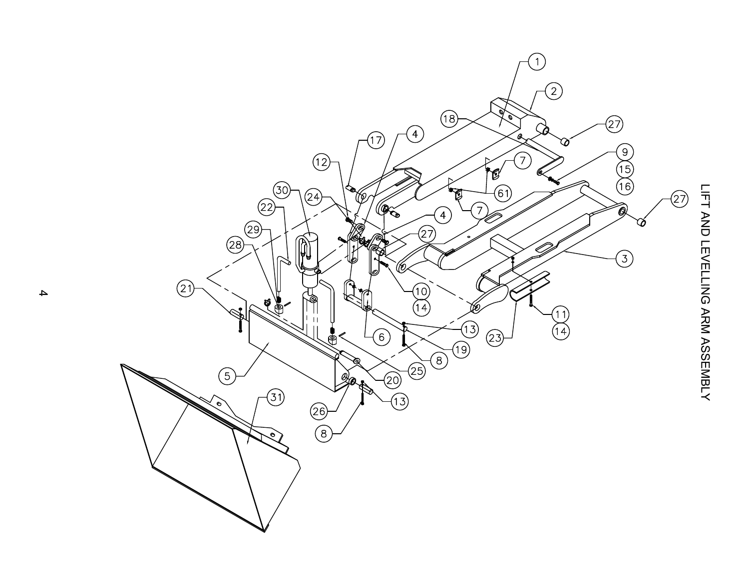# LIFT AND LEVELLING ARM ASSEMBLY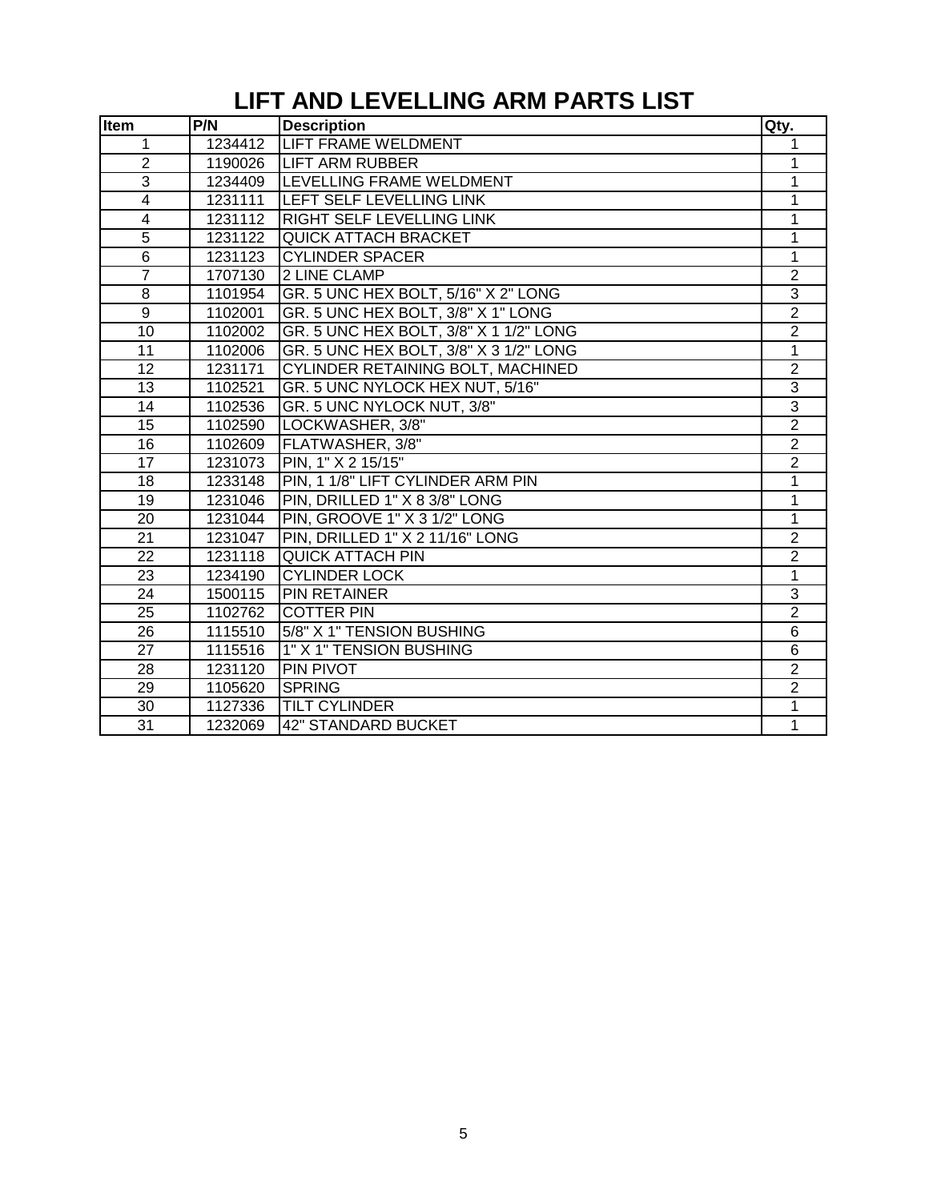# LIFT AND LEVELLING ARM PARTS LIST

| Item | P/N | Description | Qty. |
|---|---|---|---|
| 1 | 1234412 | LIFT FRAME WELDMENT | 1 |
| 2 | 1190026 | LIFT ARM RUBBER | 1 |
| 3 | 1234409 | LEVELLING FRAME WELDMENT | 1 |
| 4 | 1231111 | LEFT SELF LEVELLING LINK | 1 |
| 4 | 1231112 | RIGHT SELF LEVELLING LINK | 1 |
| 5 | 1231122 | QUICK ATTACH BRACKET | 1 |
| 6 | 1231123 | CYLINDER SPACER | 1 |
| 7 | 1707130 | 2 LINE CLAMP | 2 |
| 8 | 1101954 | GR. 5 UNC HEX BOLT, 5/16" X 2" LONG | 3 |
| 9 | 1102001 | GR. 5 UNC HEX BOLT, 3/8" X 1" LONG | 2 |
| 10 | 1102002 | GR. 5 UNC HEX BOLT, 3/8" X 1 1/2" LONG | 2 |
| 11 | 1102006 | GR. 5 UNC HEX BOLT, 3/8" X 3 1/2" LONG | 1 |
| 12 | 1231171 | CYLINDER RETAINING BOLT, MACHINED | 2 |
| 13 | 1102521 | GR. 5 UNC NYLOCK HEX NUT, 5/16" | 3 |
| 14 | 1102536 | GR. 5 UNC NYLOCK NUT, 3/8" | 3 |
| 15 | 1102590 | LOCKWASHER, 3/8" | 2 |
| 16 | 1102609 | FLATWASHER, 3/8" | 2 |
| 17 | 1231073 | PIN, 1" X 2 15/15" | 2 |
| 18 | 1233148 | PIN, 1 1/8" LIFT CYLINDER ARM PIN | 1 |
| 19 | 1231046 | PIN, DRILLED 1" X 8 3/8" LONG | 1 |
| 20 | 1231044 | PIN, GROOVE 1" X 3 1/2" LONG | 1 |
| 21 | 1231047 | PIN, DRILLED 1" X 2 11/16" LONG | 2 |
| 22 | 1231118 | QUICK ATTACH PIN | 2 |
| 23 | 1234190 | CYLINDER LOCK | 1 |
| 24 | 1500115 | PIN RETAINER | 3 |
| 25 | 1102762 | COTTER PIN | 2 |
| 26 | 1115510 | 5/8" X 1" TENSION BUSHING | 6 |
| 27 | 1115516 | 1" X 1" TENSION BUSHING | 6 |
| 28 | 1231120 | PIN PIVOT | 2 |
| 29 | 1105620 | SPRING | 2 |
| 30 | 1127336 | TILT CYLINDER | 1 |
| 31 | 1232069 | 42" STANDARD BUCKET | 1 |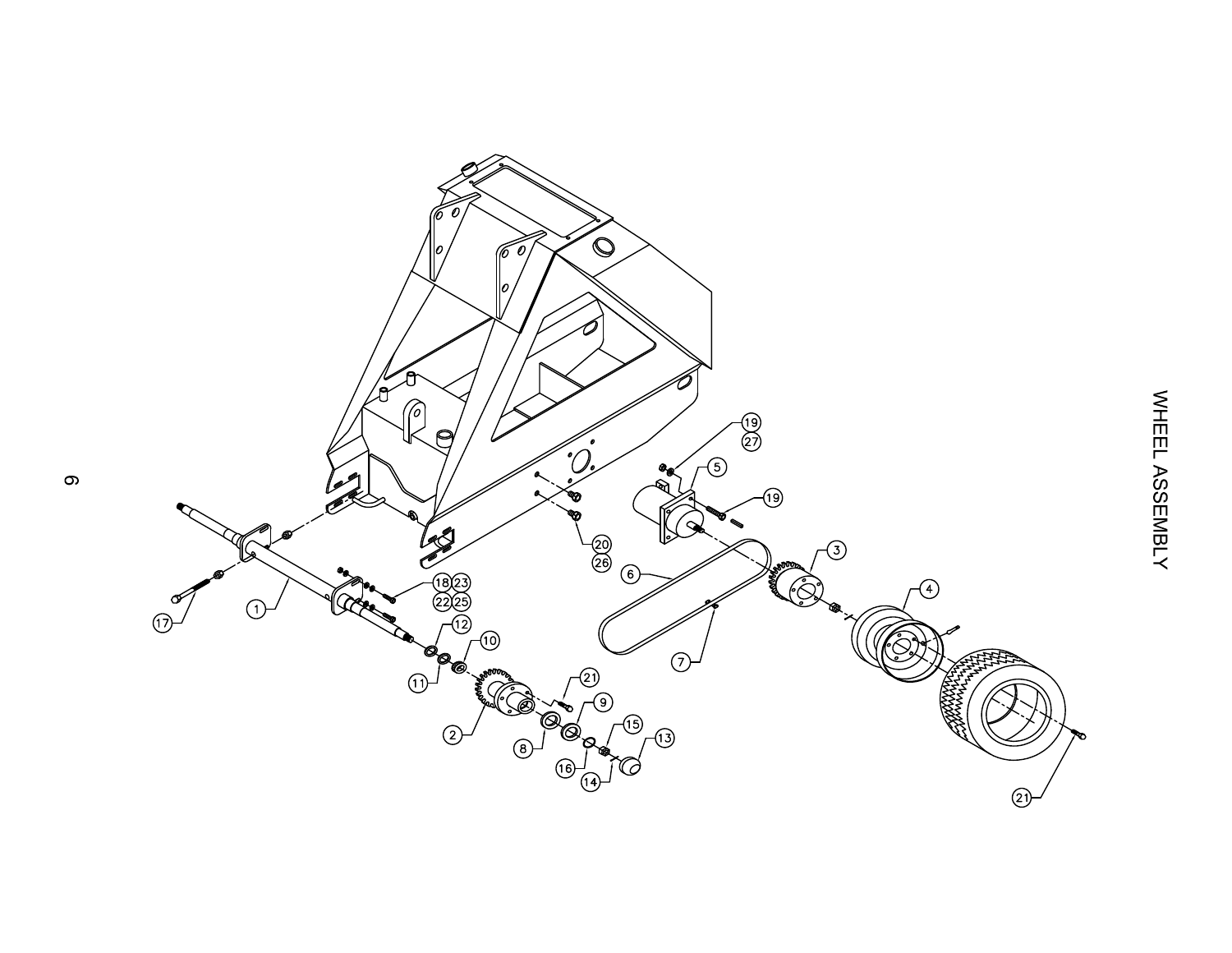# WHEEL ASSEMBLY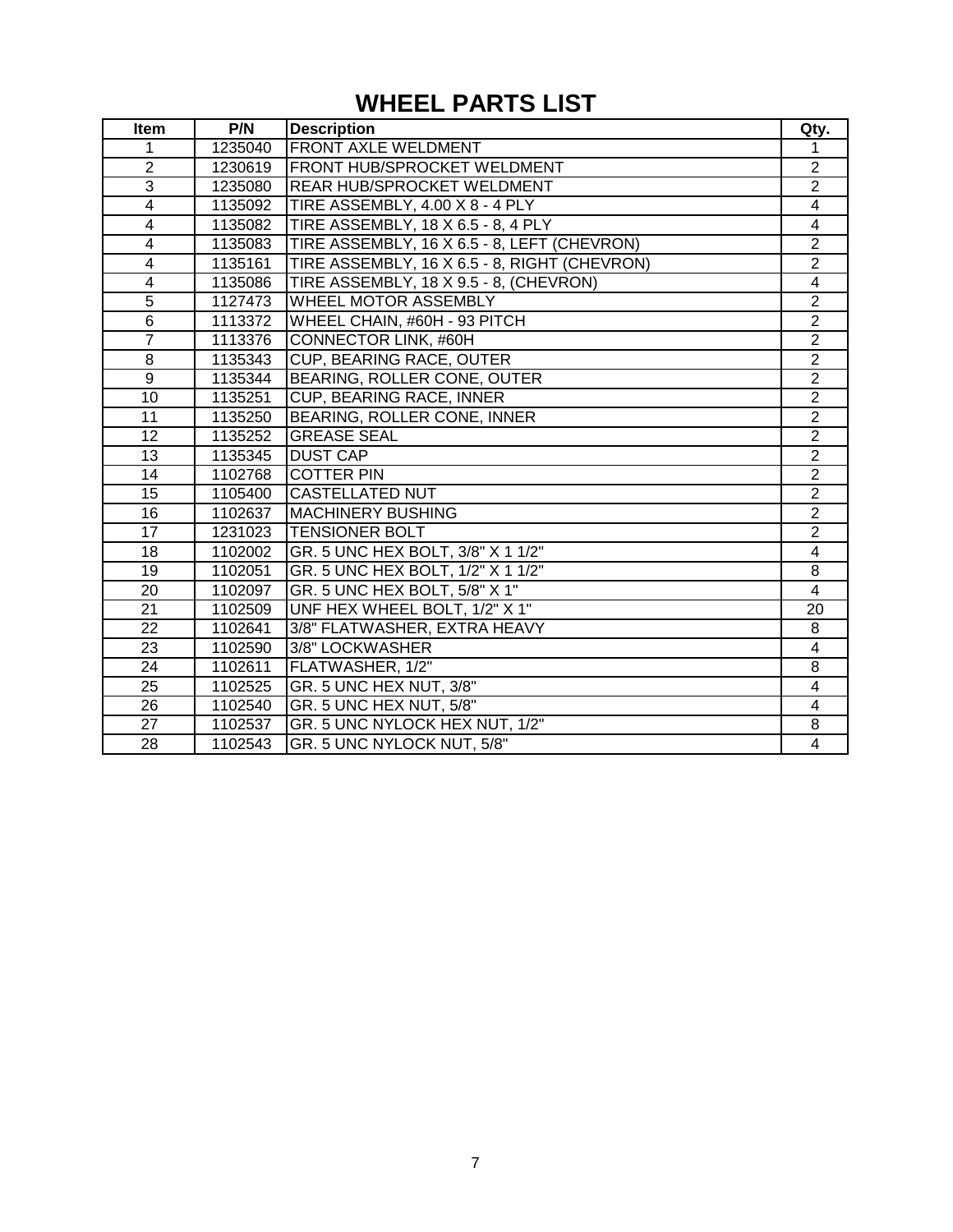# WHEEL PARTS LIST

| Item | P/N | Description | Qty. |
|---|---|---|---|
| 1 | 1235040 | FRONT AXLE WELDMENT | 1 |
| 2 | 1230619 | FRONT HUB/SPROCKET WELDMENT | 2 |
| 3 | 1235080 | REAR HUB/SPROCKET WELDMENT | 2 |
| 4 | 1135092 | TIRE ASSEMBLY, 4.00 X 8 - 4 PLY | 4 |
| 4 | 1135082 | TIRE ASSEMBLY, 18 X 6.5 - 8, 4 PLY | 4 |
| 4 | 1135083 | TIRE ASSEMBLY, 16 X 6.5 - 8, LEFT (CHEVRON) | 2 |
| 4 | 1135161 | TIRE ASSEMBLY, 16 X 6.5 - 8, RIGHT (CHEVRON) | 2 |
| 4 | 1135086 | TIRE ASSEMBLY, 18 X 9.5 - 8, (CHEVRON) | 4 |
| 5 | 1127473 | WHEEL MOTOR ASSEMBLY | 2 |
| 6 | 1113372 | WHEEL CHAIN, #60H - 93 PITCH | 2 |
| 7 | 1113376 | CONNECTOR LINK, #60H | 2 |
| 8 | 1135343 | CUP, BEARING RACE, OUTER | 2 |
| 9 | 1135344 | BEARING, ROLLER CONE, OUTER | 2 |
| 10 | 1135251 | CUP, BEARING RACE, INNER | 2 |
| 11 | 1135250 | BEARING, ROLLER CONE, INNER | 2 |
| 12 | 1135252 | GREASE SEAL | 2 |
| 13 | 1135345 | DUST CAP | 2 |
| 14 | 1102768 | COTTER PIN | 2 |
| 15 | 1105400 | CASTELLATED NUT | 2 |
| 16 | 1102637 | MACHINERY BUSHING | 2 |
| 17 | 1231023 | TENSIONER BOLT | 2 |
| 18 | 1102002 | GR. 5 UNC HEX BOLT, 3/8" X 1 1/2" | 4 |
| 19 | 1102051 | GR. 5 UNC HEX BOLT, 1/2" X 1 1/2" | 8 |
| 20 | 1102097 | GR. 5 UNC HEX BOLT, 5/8" X 1" | 4 |
| 21 | 1102509 | UNF HEX WHEEL BOLT, 1/2" X 1" | 20 |
| 22 | 1102641 | 3/8" FLATWASHER, EXTRA HEAVY | 8 |
| 23 | 1102590 | 3/8" LOCKWASHER | 4 |
| 24 | 1102611 | FLATWASHER, 1/2" | 8 |
| 25 | 1102525 | GR. 5 UNC HEX NUT, 3/8" | 4 |
| 26 | 1102540 | GR. 5 UNC HEX NUT, 5/8" | 4 |
| 27 | 1102537 | GR. 5 UNC NYLOCK HEX NUT, 1/2" | 8 |
| 28 | 1102543 | GR. 5 UNC NYLOCK NUT, 5/8" | 4 |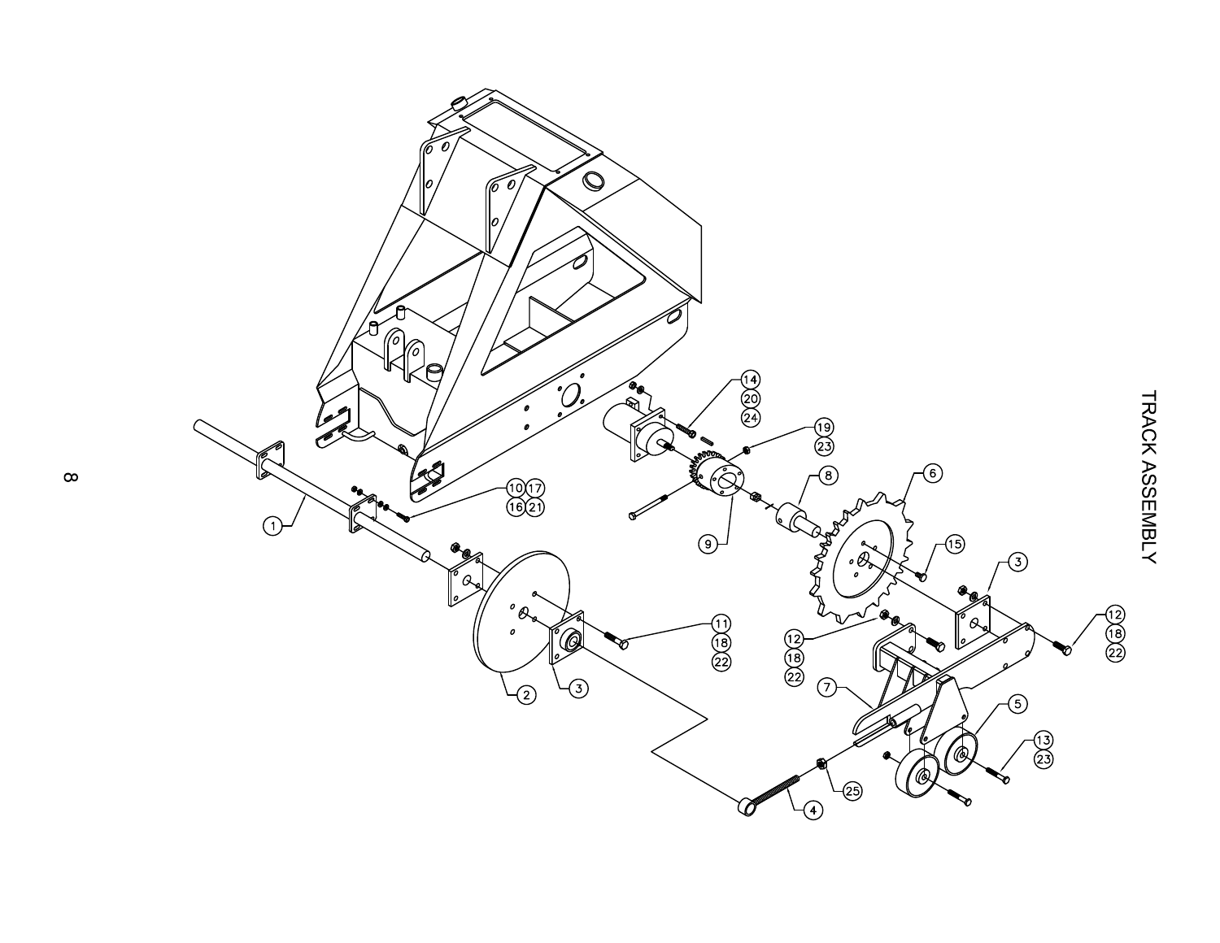# TRACK ASSEMBLY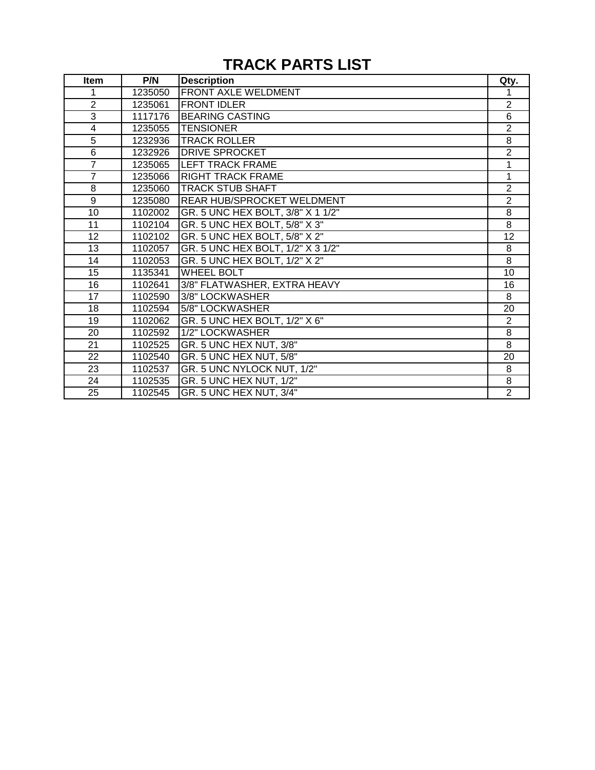# TRACK PARTS LIST

| Item | P/N | Description | Qty. |
|---|---|---|---|
| 1 | 1235050 | FRONT AXLE WELDMENT | 1 |
| 2 | 1235061 | FRONT IDLER | 2 |
| 3 | 1117176 | BEARING CASTING | 6 |
| 4 | 1235055 | TENSIONER | 2 |
| 5 | 1232936 | TRACK ROLLER | 8 |
| 6 | 1232926 | DRIVE SPROCKET | 2 |
| 7 | 1235065 | LEFT TRACK FRAME | 1 |
| 7 | 1235066 | RIGHT TRACK FRAME | 1 |
| 8 | 1235060 | TRACK STUB SHAFT | 2 |
| 9 | 1235080 | REAR HUB/SPROCKET WELDMENT | 2 |
| 10 | 1102002 | GR. 5 UNC HEX BOLT, 3/8" X 1 1/2" | 8 |
| 11 | 1102104 | GR. 5 UNC HEX BOLT, 5/8" X 3" | 8 |
| 12 | 1102102 | GR. 5 UNC HEX BOLT, 5/8" X 2" | 12 |
| 13 | 1102057 | GR. 5 UNC HEX BOLT, 1/2" X 3 1/2" | 8 |
| 14 | 1102053 | GR. 5 UNC HEX BOLT, 1/2" X 2" | 8 |
| 15 | 1135341 | WHEEL BOLT | 10 |
| 16 | 1102641 | 3/8" FLATWASHER, EXTRA HEAVY | 16 |
| 17 | 1102590 | 3/8" LOCKWASHER | 8 |
| 18 | 1102594 | 5/8" LOCKWASHER | 20 |
| 19 | 1102062 | GR. 5 UNC HEX BOLT, 1/2" X 6" | 2 |
| 20 | 1102592 | 1/2" LOCKWASHER | 8 |
| 21 | 1102525 | GR. 5 UNC HEX NUT, 3/8" | 8 |
| 22 | 1102540 | GR. 5 UNC HEX NUT, 5/8" | 20 |
| 23 | 1102537 | GR. 5 UNC NYLOCK NUT, 1/2" | 8 |
| 24 | 1102535 | GR. 5 UNC HEX NUT, 1/2" | 8 |
| 25 | 1102545 | GR. 5 UNC HEX NUT, 3/4" | 2 |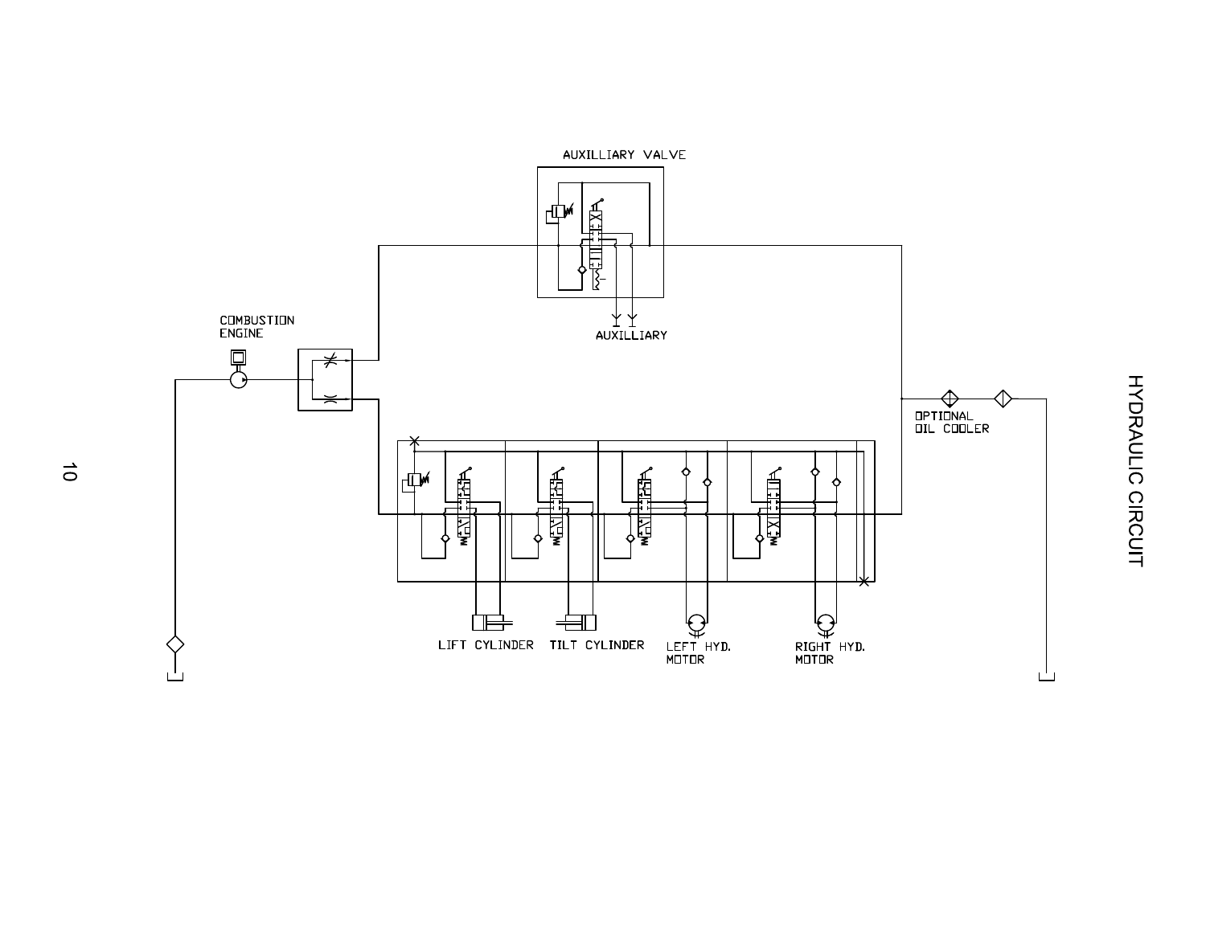# HYDRAULIC CIRCUIT

AUXILLIARY VALVE

COMBUSTION ENGINE

AUXILLIARY

OPTIONAL OIL COOLER

LIFT CYLINDER

TILT CYLINDER

LEFT HYD. MOTOR

RIGHT HYD. MOTOR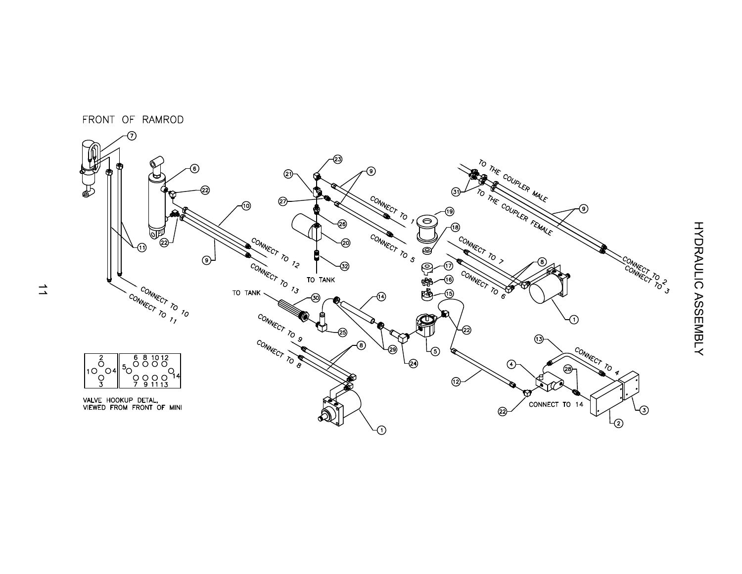# HYDRAULIC ASSEMBLY

FRONT OF RAMROD

CONNECT TO 10
CONNECT TO 11

CONNECT TO 12
CONNECT TO 13

CONNECT TO 1
CONNECT TO 5

TO TANK

TO THE COUPLER MALE
TO THE COUPLER FEMALE

CONNECT TO 2
CONNECT TO 3

CONNECT TO 7
CONNECT TO 6

TO TANK

CONNECT TO 9
CONNECT TO 8

CONNECT TO 4

CONNECT TO 14

VALVE HOOKUP DETAL,
VIEWED FROM FRONT OF MINI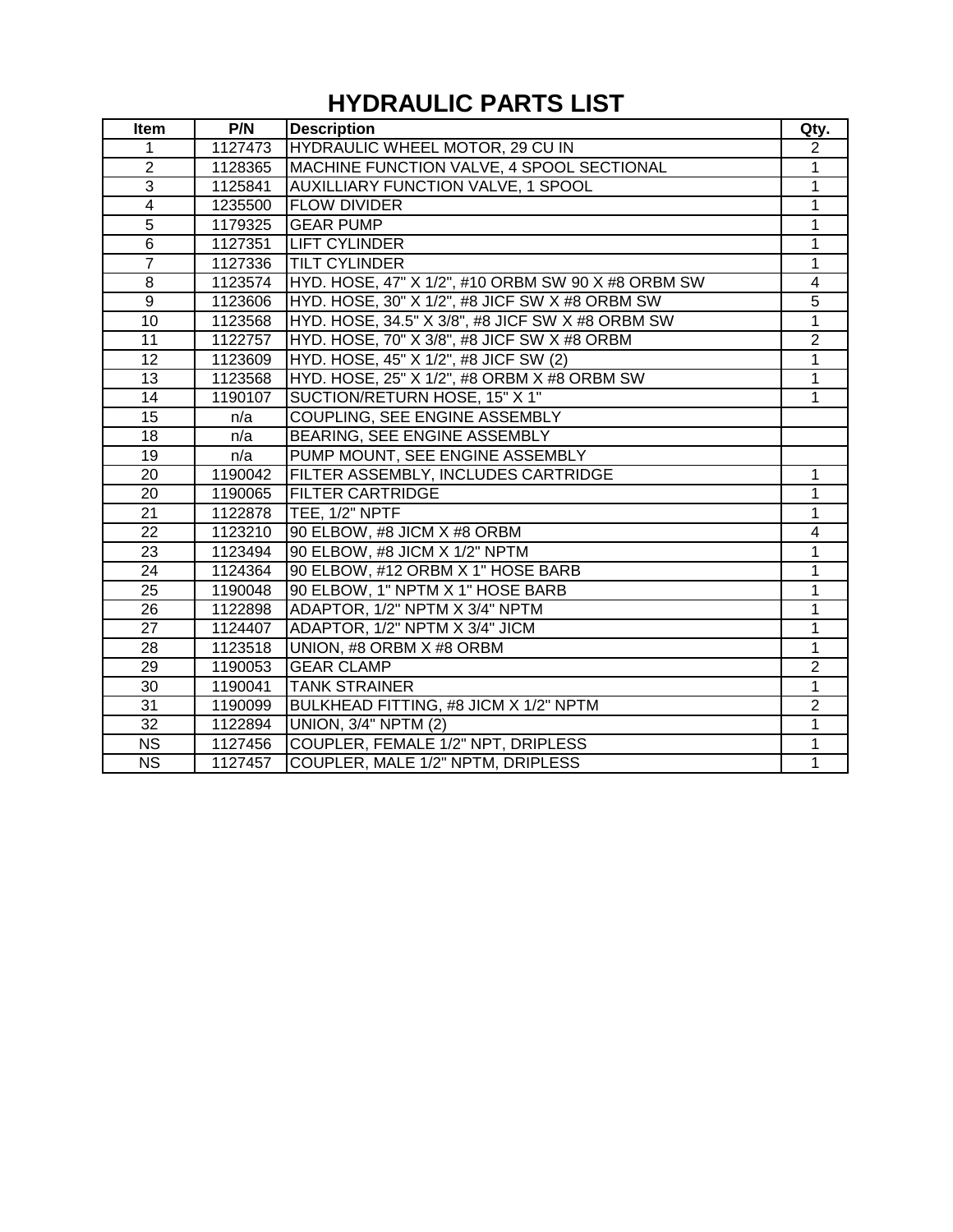# HYDRAULIC PARTS LIST

| Item | P/N | Description | Qty. |
|---|---|---|---|
| 1 | 1127473 | HYDRAULIC WHEEL MOTOR, 29 CU IN | 2 |
| 2 | 1128365 | MACHINE FUNCTION VALVE, 4 SPOOL SECTIONAL | 1 |
| 3 | 1125841 | AUXILLIARY FUNCTION VALVE, 1 SPOOL | 1 |
| 4 | 1235500 | FLOW DIVIDER | 1 |
| 5 | 1179325 | GEAR PUMP | 1 |
| 6 | 1127351 | LIFT CYLINDER | 1 |
| 7 | 1127336 | TILT CYLINDER | 1 |
| 8 | 1123574 | HYD. HOSE, 47" X 1/2", #10 ORBM SW 90 X #8 ORBM SW | 4 |
| 9 | 1123606 | HYD. HOSE, 30" X 1/2", #8 JICF SW X #8 ORBM SW | 5 |
| 10 | 1123568 | HYD. HOSE, 34.5" X 3/8", #8 JICF SW X #8 ORBM SW | 1 |
| 11 | 1122757 | HYD. HOSE, 70" X 3/8", #8 JICF SW X #8 ORBM | 2 |
| 12 | 1123609 | HYD. HOSE, 45" X 1/2", #8 JICF SW (2) | 1 |
| 13 | 1123568 | HYD. HOSE, 25" X 1/2", #8 ORBM X #8 ORBM SW | 1 |
| 14 | 1190107 | SUCTION/RETURN HOSE, 15" X 1" | 1 |
| 15 | n/a | COUPLING, SEE ENGINE ASSEMBLY | |
| 18 | n/a | BEARING, SEE ENGINE ASSEMBLY | |
| 19 | n/a | PUMP MOUNT, SEE ENGINE ASSEMBLY | |
| 20 | 1190042 | FILTER ASSEMBLY, INCLUDES CARTRIDGE | 1 |
| 20 | 1190065 | FILTER CARTRIDGE | 1 |
| 21 | 1122878 | TEE, 1/2" NPTF | 1 |
| 22 | 1123210 | 90 ELBOW, #8 JICM X #8 ORBM | 4 |
| 23 | 1123494 | 90 ELBOW, #8 JICM X 1/2" NPTM | 1 |
| 24 | 1124364 | 90 ELBOW, #12 ORBM X 1" HOSE BARB | 1 |
| 25 | 1190048 | 90 ELBOW, 1" NPTM X 1" HOSE BARB | 1 |
| 26 | 1122898 | ADAPTOR, 1/2" NPTM X 3/4" NPTM | 1 |
| 27 | 1124407 | ADAPTOR, 1/2" NPTM X 3/4" JICM | 1 |
| 28 | 1123518 | UNION, #8 ORBM X #8 ORBM | 1 |
| 29 | 1190053 | GEAR CLAMP | 2 |
| 30 | 1190041 | TANK STRAINER | 1 |
| 31 | 1190099 | BULKHEAD FITTING, #8 JICM X 1/2" NPTM | 2 |
| 32 | 1122894 | UNION, 3/4" NPTM (2) | 1 |
| NS | 1127456 | COUPLER, FEMALE 1/2" NPT, DRIPLESS | 1 |
| NS | 1127457 | COUPLER, MALE 1/2" NPTM, DRIPLESS | 1 |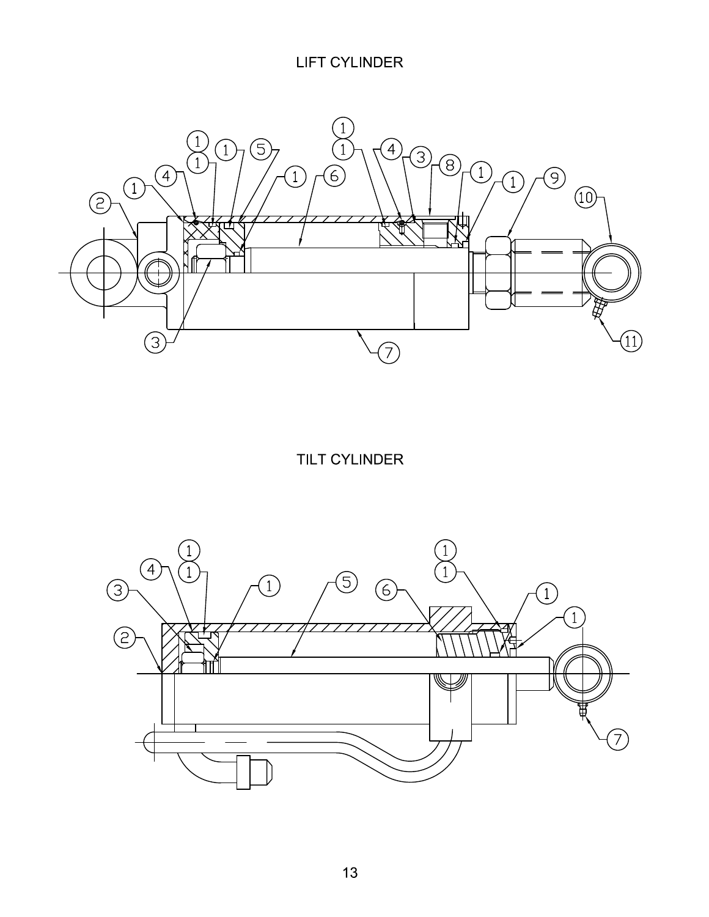# LIFT CYLINDER

# TILT CYLINDER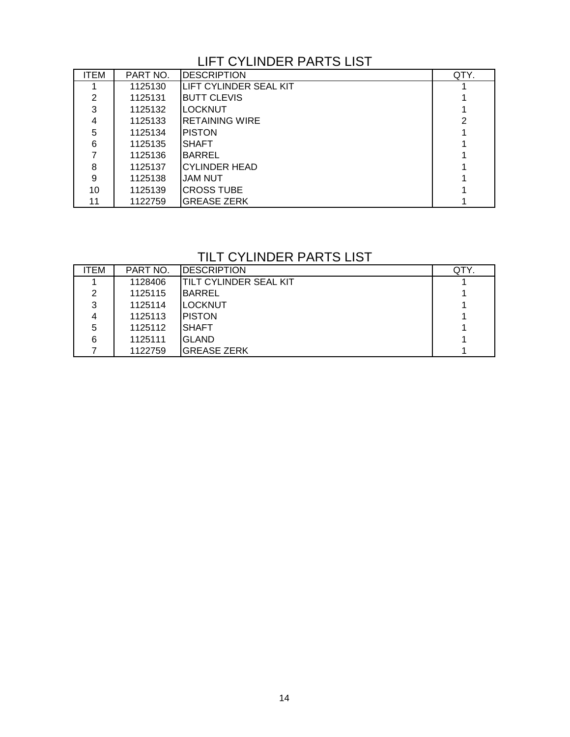## LIFT CYLINDER PARTS LIST

| ITEM | PART NO. | DESCRIPTION | QTY. |
|---|---|---|---|
| 1 | 1125130 | LIFT CYLINDER SEAL KIT | 1 |
| 2 | 1125131 | BUTT CLEVIS | 1 |
| 3 | 1125132 | LOCKNUT | 1 |
| 4 | 1125133 | RETAINING WIRE | 2 |
| 5 | 1125134 | PISTON | 1 |
| 6 | 1125135 | SHAFT | 1 |
| 7 | 1125136 | BARREL | 1 |
| 8 | 1125137 | CYLINDER HEAD | 1 |
| 9 | 1125138 | JAM NUT | 1 |
| 10 | 1125139 | CROSS TUBE | 1 |
| 11 | 1122759 | GREASE ZERK | 1 |

## TILT CYLINDER PARTS LIST

| ITEM | PART NO. | DESCRIPTION | QTY. |
|---|---|---|---|
| 1 | 1128406 | TILT CYLINDER SEAL KIT | 1 |
| 2 | 1125115 | BARREL | 1 |
| 3 | 1125114 | LOCKNUT | 1 |
| 4 | 1125113 | PISTON | 1 |
| 5 | 1125112 | SHAFT | 1 |
| 6 | 1125111 | GLAND | 1 |
| 7 | 1122759 | GREASE ZERK | 1 |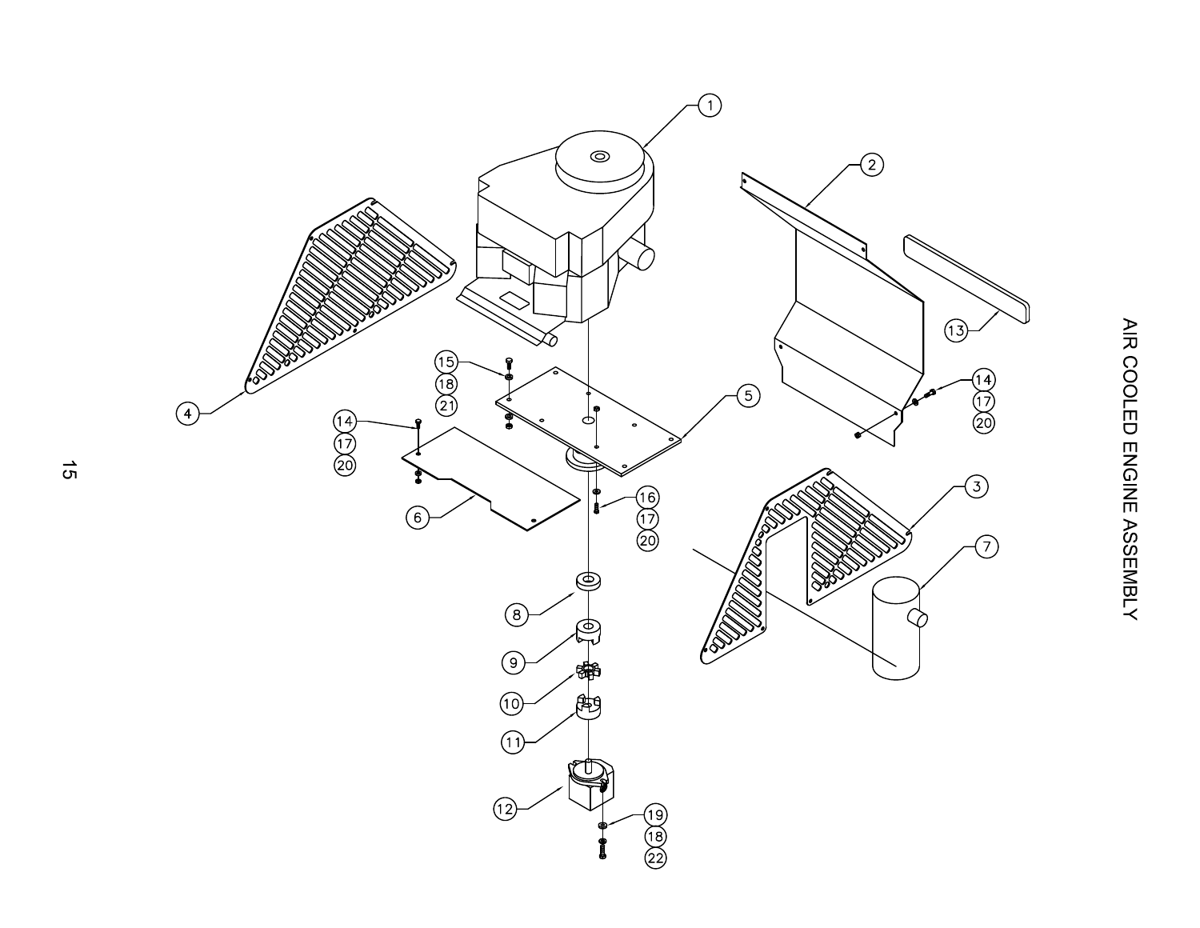# AIR COOLED ENGINE ASSEMBLY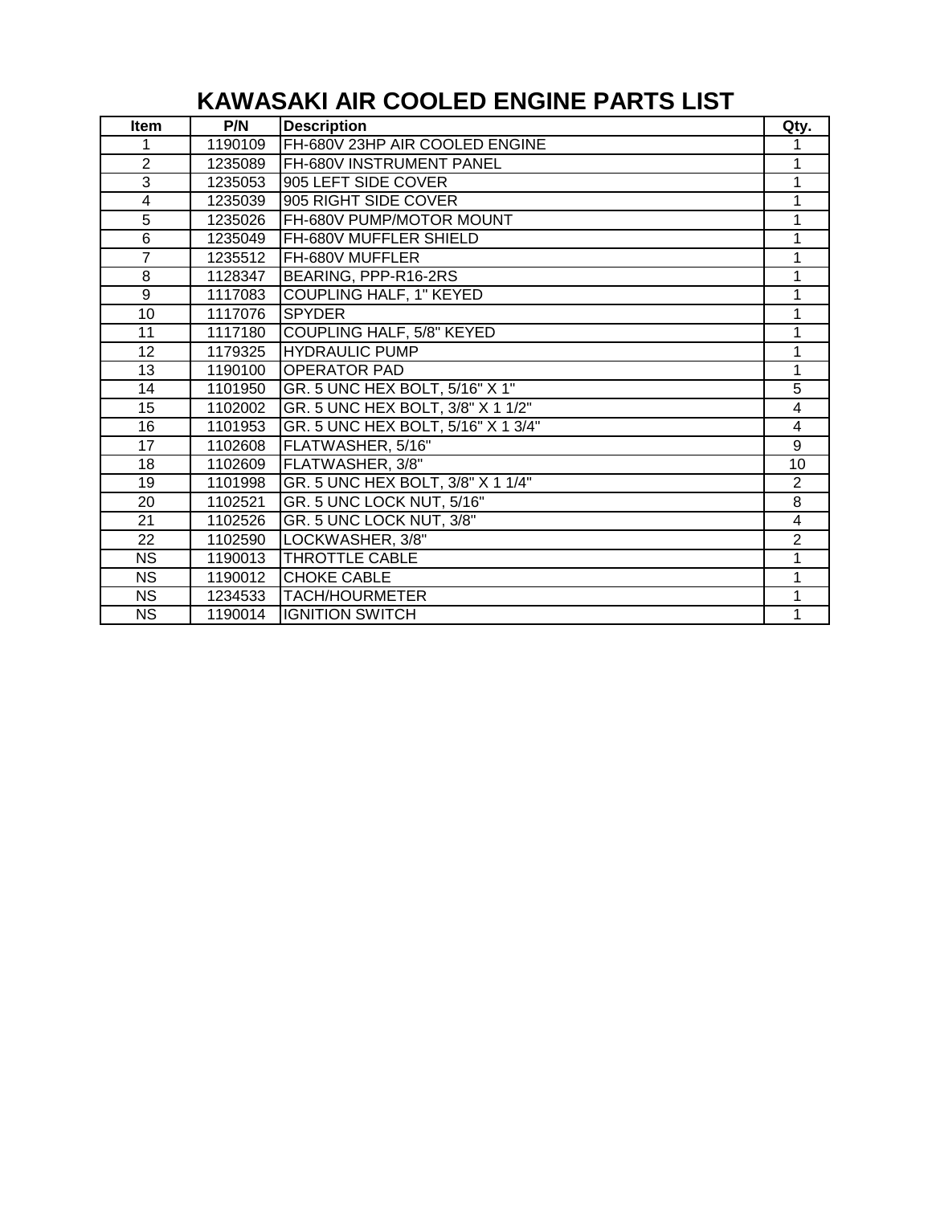# KAWASAKI AIR COOLED ENGINE PARTS LIST

| Item | P/N | Description | Qty. |
|---|---|---|---|
| 1 | 1190109 | FH-680V 23HP AIR COOLED ENGINE | 1 |
| 2 | 1235089 | FH-680V INSTRUMENT PANEL | 1 |
| 3 | 1235053 | 905 LEFT SIDE COVER | 1 |
| 4 | 1235039 | 905 RIGHT SIDE COVER | 1 |
| 5 | 1235026 | FH-680V PUMP/MOTOR MOUNT | 1 |
| 6 | 1235049 | FH-680V MUFFLER SHIELD | 1 |
| 7 | 1235512 | FH-680V MUFFLER | 1 |
| 8 | 1128347 | BEARING, PPP-R16-2RS | 1 |
| 9 | 1117083 | COUPLING HALF, 1" KEYED | 1 |
| 10 | 1117076 | SPYDER | 1 |
| 11 | 1117180 | COUPLING HALF, 5/8" KEYED | 1 |
| 12 | 1179325 | HYDRAULIC PUMP | 1 |
| 13 | 1190100 | OPERATOR PAD | 1 |
| 14 | 1101950 | GR. 5 UNC HEX BOLT, 5/16" X 1" | 5 |
| 15 | 1102002 | GR. 5 UNC HEX BOLT, 3/8" X 1 1/2" | 4 |
| 16 | 1101953 | GR. 5 UNC HEX BOLT, 5/16" X 1 3/4" | 4 |
| 17 | 1102608 | FLATWASHER, 5/16" | 9 |
| 18 | 1102609 | FLATWASHER, 3/8" | 10 |
| 19 | 1101998 | GR. 5 UNC HEX BOLT, 3/8" X 1 1/4" | 2 |
| 20 | 1102521 | GR. 5 UNC LOCK NUT, 5/16" | 8 |
| 21 | 1102526 | GR. 5 UNC LOCK NUT, 3/8" | 4 |
| 22 | 1102590 | LOCKWASHER, 3/8" | 2 |
| NS | 1190013 | THROTTLE CABLE | 1 |
| NS | 1190012 | CHOKE CABLE | 1 |
| NS | 1234533 | TACH/HOURMETER | 1 |
| NS | 1190014 | IGNITION SWITCH | 1 |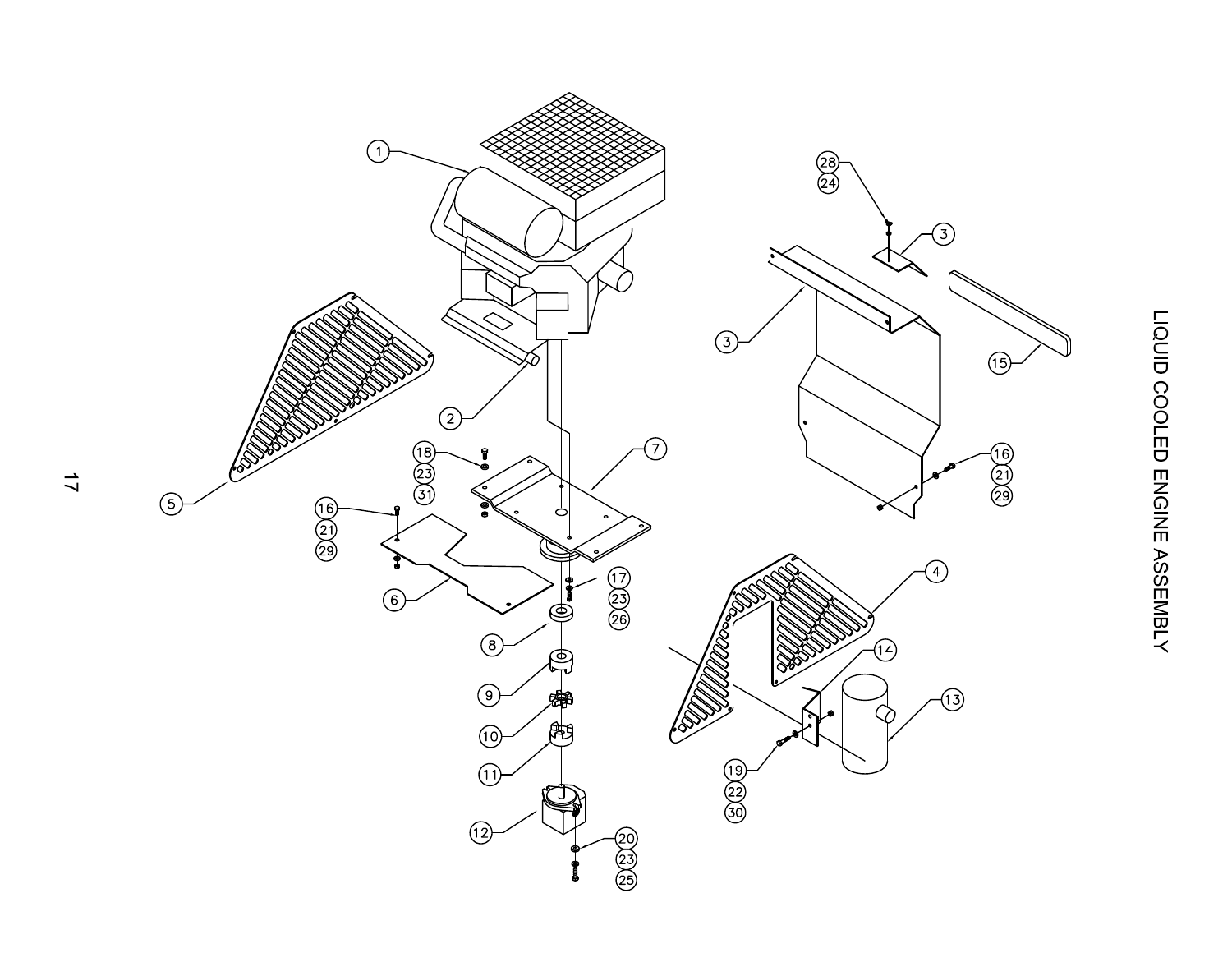# LIQUID COOLED ENGINE ASSEMBLY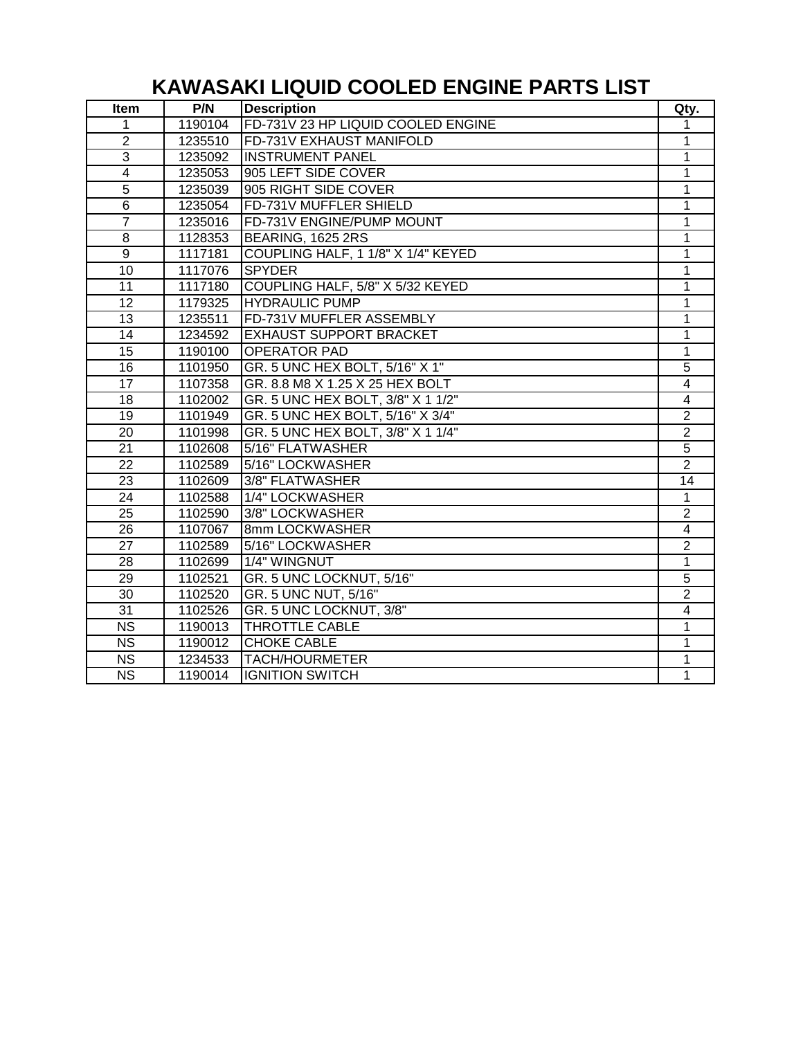# KAWASAKI LIQUID COOLED ENGINE PARTS LIST

| Item | P/N | Description | Qty. |
|---|---|---|---|
| 1 | 1190104 | FD-731V 23 HP LIQUID COOLED ENGINE | 1 |
| 2 | 1235510 | FD-731V EXHAUST MANIFOLD | 1 |
| 3 | 1235092 | INSTRUMENT PANEL | 1 |
| 4 | 1235053 | 905 LEFT SIDE COVER | 1 |
| 5 | 1235039 | 905 RIGHT SIDE COVER | 1 |
| 6 | 1235054 | FD-731V MUFFLER SHIELD | 1 |
| 7 | 1235016 | FD-731V ENGINE/PUMP MOUNT | 1 |
| 8 | 1128353 | BEARING, 1625 2RS | 1 |
| 9 | 1117181 | COUPLING HALF, 1 1/8" X 1/4" KEYED | 1 |
| 10 | 1117076 | SPYDER | 1 |
| 11 | 1117180 | COUPLING HALF, 5/8" X 5/32 KEYED | 1 |
| 12 | 1179325 | HYDRAULIC PUMP | 1 |
| 13 | 1235511 | FD-731V MUFFLER ASSEMBLY | 1 |
| 14 | 1234592 | EXHAUST SUPPORT BRACKET | 1 |
| 15 | 1190100 | OPERATOR PAD | 1 |
| 16 | 1101950 | GR. 5 UNC HEX BOLT, 5/16" X 1" | 5 |
| 17 | 1107358 | GR. 8.8 M8 X 1.25 X 25 HEX BOLT | 4 |
| 18 | 1102002 | GR. 5 UNC HEX BOLT, 3/8" X 1 1/2" | 4 |
| 19 | 1101949 | GR. 5 UNC HEX BOLT, 5/16" X 3/4" | 2 |
| 20 | 1101998 | GR. 5 UNC HEX BOLT, 3/8" X 1 1/4" | 2 |
| 21 | 1102608 | 5/16" FLATWASHER | 5 |
| 22 | 1102589 | 5/16" LOCKWASHER | 2 |
| 23 | 1102609 | 3/8" FLATWASHER | 14 |
| 24 | 1102588 | 1/4" LOCKWASHER | 1 |
| 25 | 1102590 | 3/8" LOCKWASHER | 2 |
| 26 | 1107067 | 8mm LOCKWASHER | 4 |
| 27 | 1102589 | 5/16" LOCKWASHER | 2 |
| 28 | 1102699 | 1/4" WINGNUT | 1 |
| 29 | 1102521 | GR. 5 UNC LOCKNUT, 5/16" | 5 |
| 30 | 1102520 | GR. 5 UNC NUT, 5/16" | 2 |
| 31 | 1102526 | GR. 5 UNC LOCKNUT, 3/8" | 4 |
| NS | 1190013 | THROTTLE CABLE | 1 |
| NS | 1190012 | CHOKE CABLE | 1 |
| NS | 1234533 | TACH/HOURMETER | 1 |
| NS | 1190014 | IGNITION SWITCH | 1 |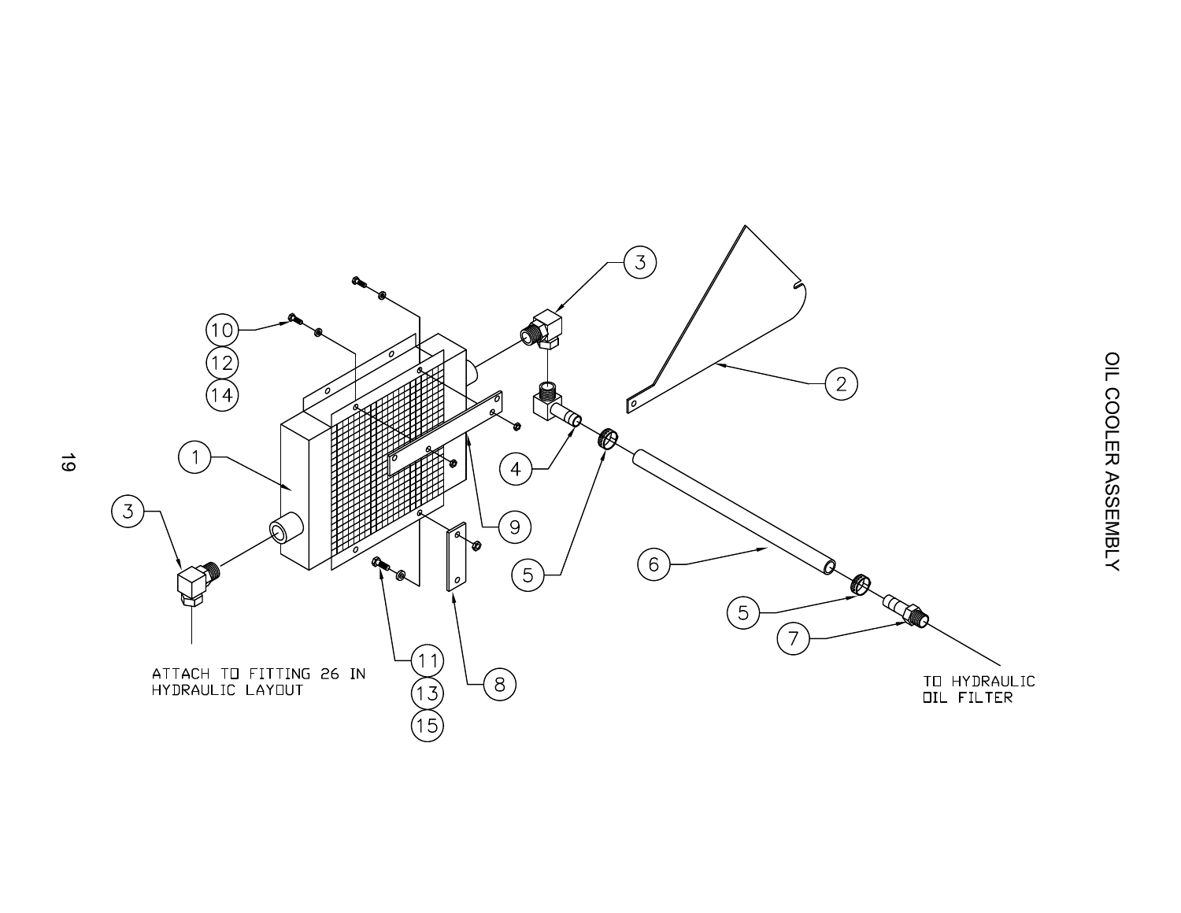# OIL COOLER ASSEMBLY

ATTACH TO FITTING 26 IN HYDRAULIC LAYOUT

TO HYDRAULIC OIL FILTER

1
2
3
3
4
5
5
6
7
8
9
10
12
14
11
13
15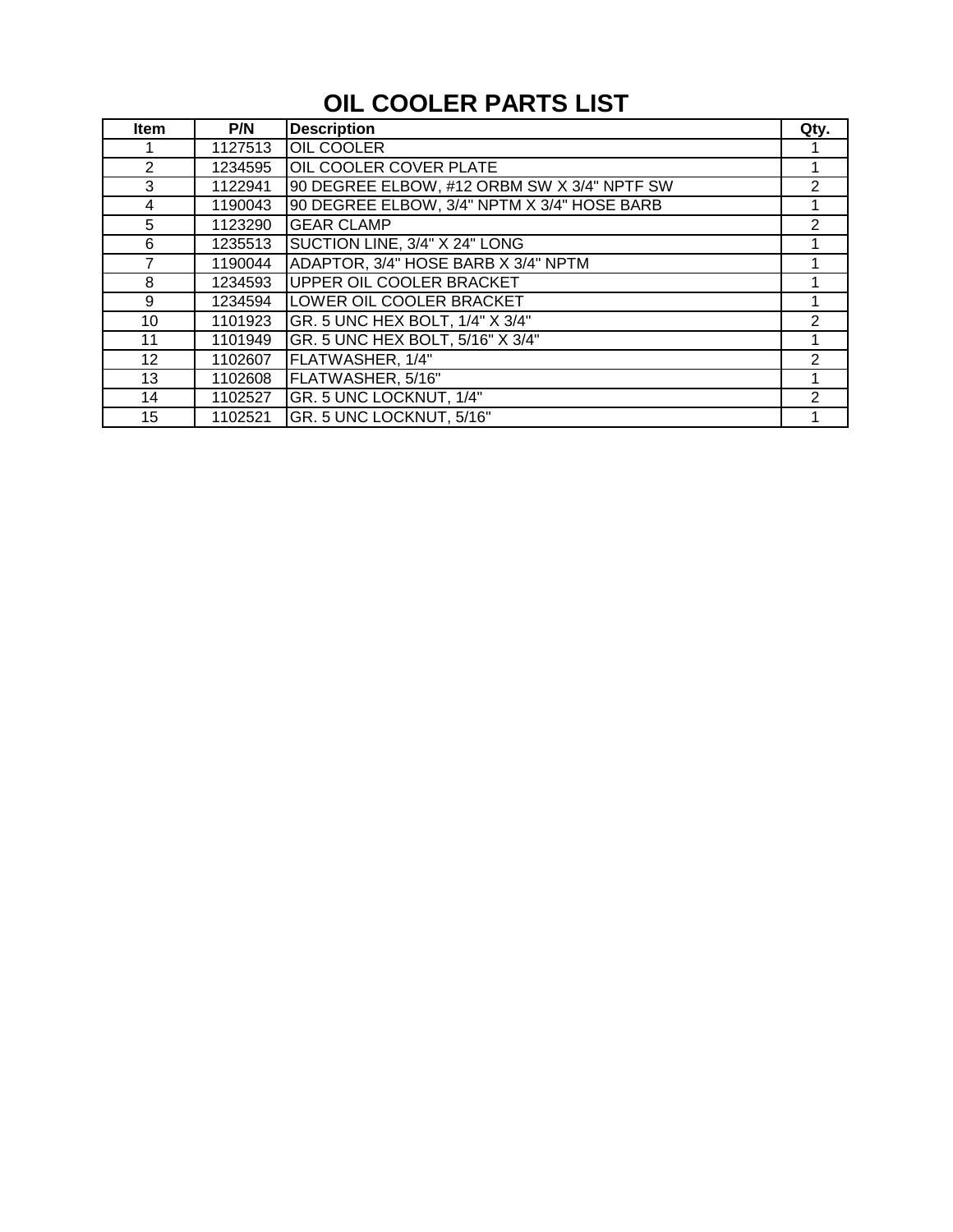# OIL COOLER PARTS LIST

| Item | P/N | Description | Qty. |
|---|---|---|---|
| 1 | 1127513 | OIL COOLER | 1 |
| 2 | 1234595 | OIL COOLER COVER PLATE | 1 |
| 3 | 1122941 | 90 DEGREE ELBOW, #12 ORBM SW X 3/4" NPTF SW | 2 |
| 4 | 1190043 | 90 DEGREE ELBOW, 3/4" NPTM X 3/4" HOSE BARB | 1 |
| 5 | 1123290 | GEAR CLAMP | 2 |
| 6 | 1235513 | SUCTION LINE, 3/4" X 24" LONG | 1 |
| 7 | 1190044 | ADAPTOR, 3/4" HOSE BARB X 3/4" NPTM | 1 |
| 8 | 1234593 | UPPER OIL COOLER BRACKET | 1 |
| 9 | 1234594 | LOWER OIL COOLER BRACKET | 1 |
| 10 | 1101923 | GR. 5 UNC HEX BOLT, 1/4" X 3/4" | 2 |
| 11 | 1101949 | GR. 5 UNC HEX BOLT, 5/16" X 3/4" | 1 |
| 12 | 1102607 | FLATWASHER, 1/4" | 2 |
| 13 | 1102608 | FLATWASHER, 5/16" | 1 |
| 14 | 1102527 | GR. 5 UNC LOCKNUT, 1/4" | 2 |
| 15 | 1102521 | GR. 5 UNC LOCKNUT, 5/16" | 1 |